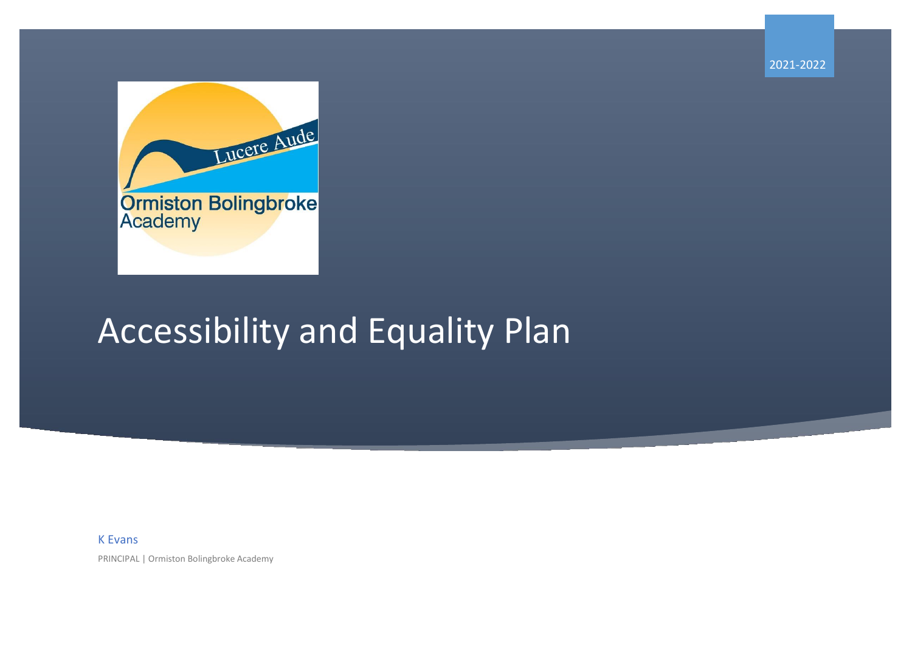2021-2022

Lucere Aude

Ormiston Bolingbroke Academy

# Accessibility and Equality Plan

K Evans

PRINCIPAL | Ormiston Bolingbroke Academy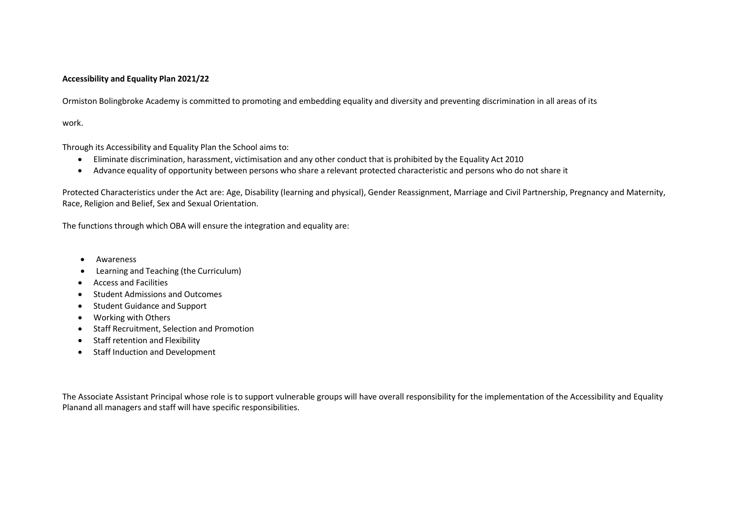**Accessibility and Equality Plan 2021/22**

Ormiston Bolingbroke Academy is committed to promoting and embedding equality and diversity and preventing discrimination in all areas of its

work.

Through its Accessibility and Equality Plan the School aims to:

- Eliminate discrimination, harassment, victimisation and any other conduct that is prohibited by the Equality Act 2010
- Advance equality of opportunity between persons who share a relevant protected characteristic and persons who do not share it

Protected Characteristics under the Act are: Age, Disability (learning and physical), Gender Reassignment, Marriage and Civil Partnership, Pregnancy and Maternity, Race, Religion and Belief, Sex and Sexual Orientation.

The functions through which OBA will ensure the integration and equality are:

- Awareness
- Learning and Teaching (the Curriculum)
- Access and Facilities
- Student Admissions and Outcomes
- Student Guidance and Support
- Working with Others
- Staff Recruitment, Selection and Promotion
- Staff retention and Flexibility
- Staff Induction and Development

The Associate Assistant Principal whose role is to support vulnerable groups will have overall responsibility for the implementation of the Accessibility and Equality Planand all managers and staff will have specific responsibilities.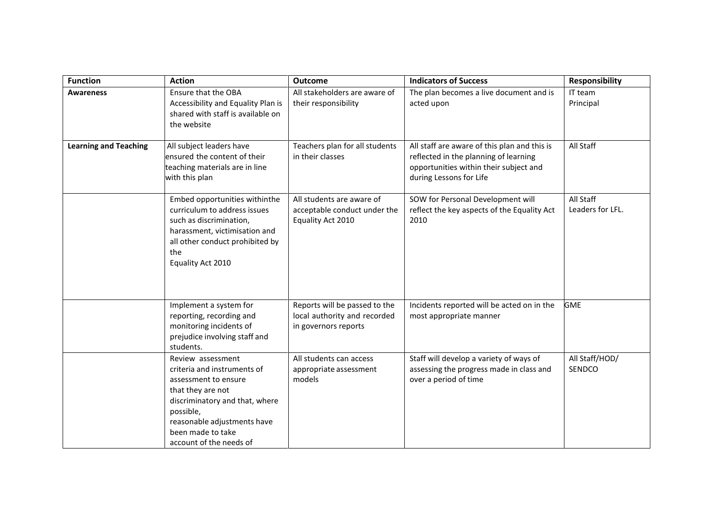| Function | Action | Outcome | Indicators of Success | Responsibility |
|---|---|---|---|---|
| **Awareness** | Ensure that the OBA Accessibility and Equality Plan is shared with staff is available on the website | All stakeholders are aware of their responsibility | The plan becomes a live document and is acted upon | IT team Principal |
| **Learning and Teaching** | All subject leaders have ensured the content of their teaching materials are in line with this plan | Teachers plan for all students in their classes | All staff are aware of this plan and this is reflected in the planning of learning opportunities within their subject and during Lessons for Life | All Staff |
| | Embed opportunities withinthe curriculum to address issues such as discrimination, harassment, victimisation and all other conduct prohibited by the Equality Act 2010 | All students are aware of acceptable conduct under the Equality Act 2010 | SOW for Personal Development will reflect the key aspects of the Equality Act 2010 | All Staff Leaders for LFL. |
| | Implement a system for reporting, recording and monitoring incidents of prejudice involving staff and students. | Reports will be passed to the local authority and recorded in governors reports | Incidents reported will be acted on in the most appropriate manner | GME |
| | Review assessment criteria and instruments of assessment to ensure that they are not discriminatory and that, where possible, reasonable adjustments have been made to take account of the needs of | All students can access appropriate assessment models | Staff will develop a variety of ways of assessing the progress made in class and over a period of time | All Staff/HOD/ SENDCO |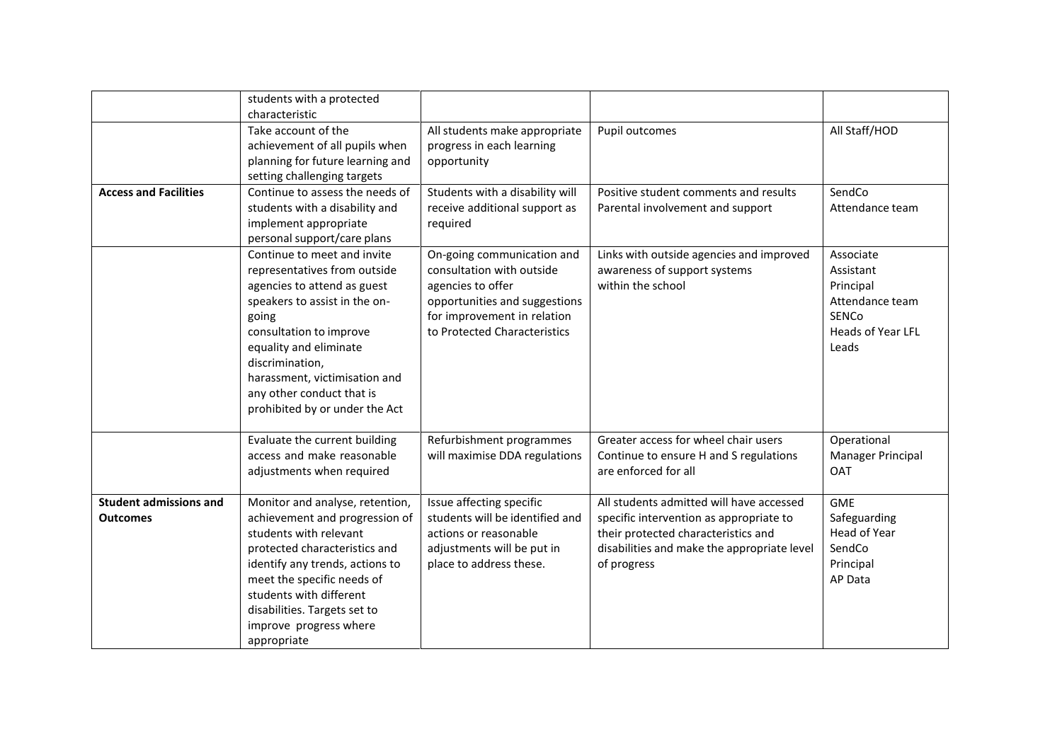|  |  |  |  |  |
|---|---|---|---|---|
|  | students with a protected characteristic |  |  |  |
|  | Take account of the achievement of all pupils when planning for future learning and setting challenging targets | All students make appropriate progress in each learning opportunity | Pupil outcomes | All Staff/HOD |
| **Access and Facilities** | Continue to assess the needs of students with a disability and implement appropriate personal support/care plans | Students with a disability will receive additional support as required | Positive student comments and results Parental involvement and support | SendCo Attendance team |
|  | Continue to meet and invite representatives from outside agencies to attend as guest speakers to assist in the on-going consultation to improve equality and eliminate discrimination, harassment, victimisation and any other conduct that is prohibited by or under the Act | On-going communication and consultation with outside agencies to offer opportunities and suggestions for improvement in relation to Protected Characteristics | Links with outside agencies and improved awareness of support systems within the school | Associate Assistant Principal Attendance team SENCo Heads of Year LFL Leads |
|  | Evaluate the current building access and make reasonable adjustments when required | Refurbishment programmes will maximise DDA regulations | Greater access for wheel chair users Continue to ensure H and S regulations are enforced for all | Operational Manager Principal OAT |
| **Student admissions and Outcomes** | Monitor and analyse, retention, achievement and progression of students with relevant protected characteristics and identify any trends, actions to meet the specific needs of students with different disabilities. Targets set to improve progress where appropriate | Issue affecting specific students will be identified and actions or reasonable adjustments will be put in place to address these. | All students admitted will have accessed specific intervention as appropriate to their protected characteristics and disabilities and make the appropriate level of progress | GME Safeguarding Head of Year SendCo Principal AP Data |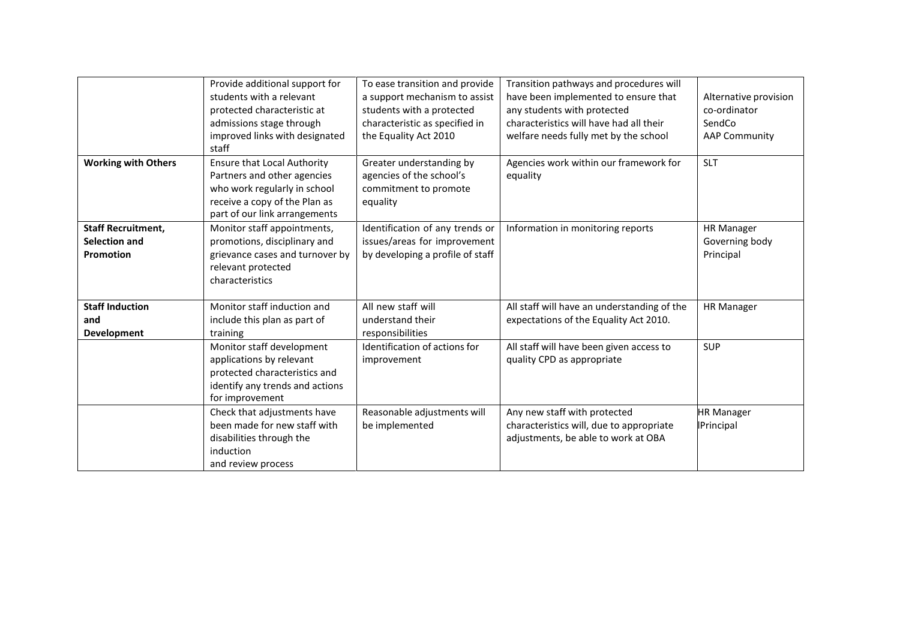| | | | | |
|---|---|---|---|---|
| | Provide additional support for students with a relevant protected characteristic at admissions stage through improved links with designated staff | To ease transition and provide a support mechanism to assist students with a protected characteristic as specified in the Equality Act 2010 | Transition pathways and procedures will have been implemented to ensure that any students with protected characteristics will have had all their welfare needs fully met by the school | Alternative provision co-ordinator<br>SendCo<br>AAP Community |
| **Working with Others** | Ensure that Local Authority Partners and other agencies who work regularly in school receive a copy of the Plan as part of our link arrangements | Greater understanding by agencies of the school's commitment to promote equality | Agencies work within our framework for equality | SLT |
| **Staff Recruitment, Selection and Promotion** | Monitor staff appointments, promotions, disciplinary and grievance cases and turnover by relevant protected characteristics | Identification of any trends or issues/areas for improvement by developing a profile of staff | Information in monitoring reports | HR Manager<br>Governing body<br>Principal |
| **Staff Induction and Development** | Monitor staff induction and include this plan as part of training | All new staff will understand their responsibilities | All staff will have an understanding of the expectations of the Equality Act 2010. | HR Manager |
| | Monitor staff development applications by relevant protected characteristics and identify any trends and actions for improvement | Identification of actions for improvement | All staff will have been given access to quality CPD as appropriate | SUP |
| | Check that adjustments have been made for new staff with disabilities through the induction and review process | Reasonable adjustments will be implemented | Any new staff with protected characteristics will, due to appropriate adjustments, be able to work at OBA | HR Manager<br>Principal |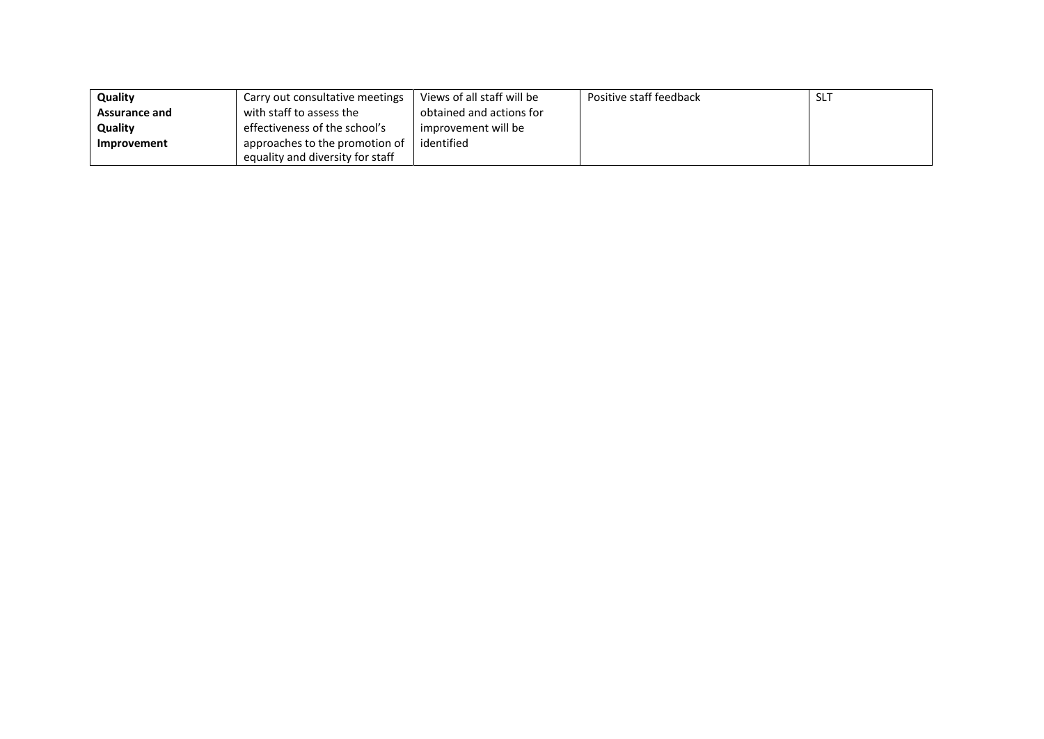| **Quality Assurance and Quality Improvement** | Carry out consultative meetings with staff to assess the effectiveness of the school's approaches to the promotion of equality and diversity for staff | Views of all staff will be obtained and actions for improvement will be identified | Positive staff feedback | SLT |
|---|---|---|---|---|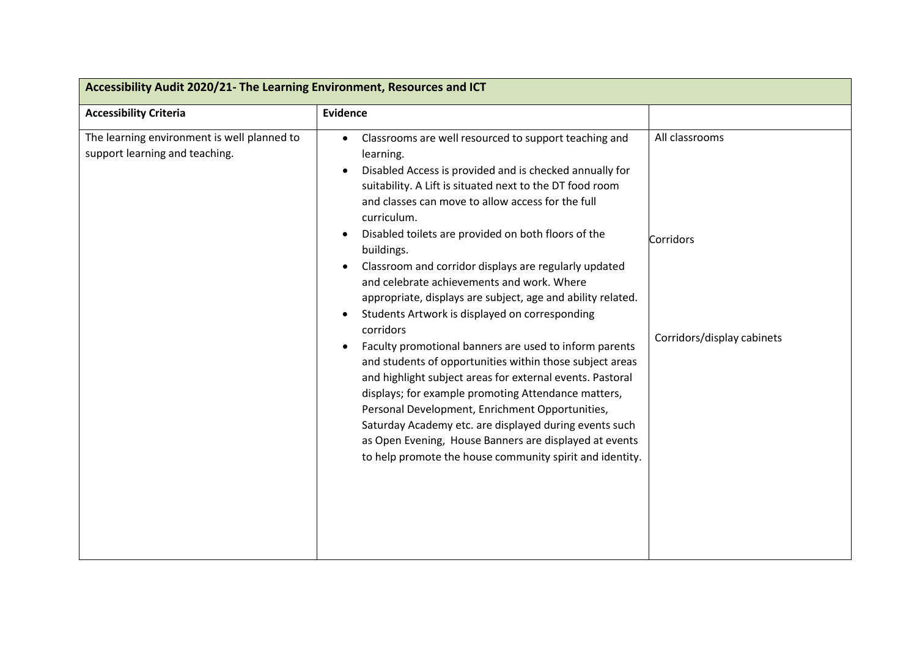| Accessibility Audit 2020/21- The Learning Environment, Resources and ICT | | |
|---|---|---|
| **Accessibility Criteria** | **Evidence** | |
| The learning environment is well planned to support learning and teaching. | • Classrooms are well resourced to support teaching and learning.<br>• Disabled Access is provided and is checked annually for suitability. A Lift is situated next to the DT food room and classes can move to allow access for the full curriculum.<br>• Disabled toilets are provided on both floors of the buildings.<br>• Classroom and corridor displays are regularly updated and celebrate achievements and work. Where appropriate, displays are subject, age and ability related.<br>• Students Artwork is displayed on corresponding corridors<br>• Faculty promotional banners are used to inform parents and students of opportunities within those subject areas and highlight subject areas for external events. Pastoral displays; for example promoting Attendance matters, Personal Development, Enrichment Opportunities, Saturday Academy etc. are displayed during events such as Open Evening, House Banners are displayed at events to help promote the house community spirit and identity. | All classrooms<br><br>Corridors<br><br>Corridors/display cabinets |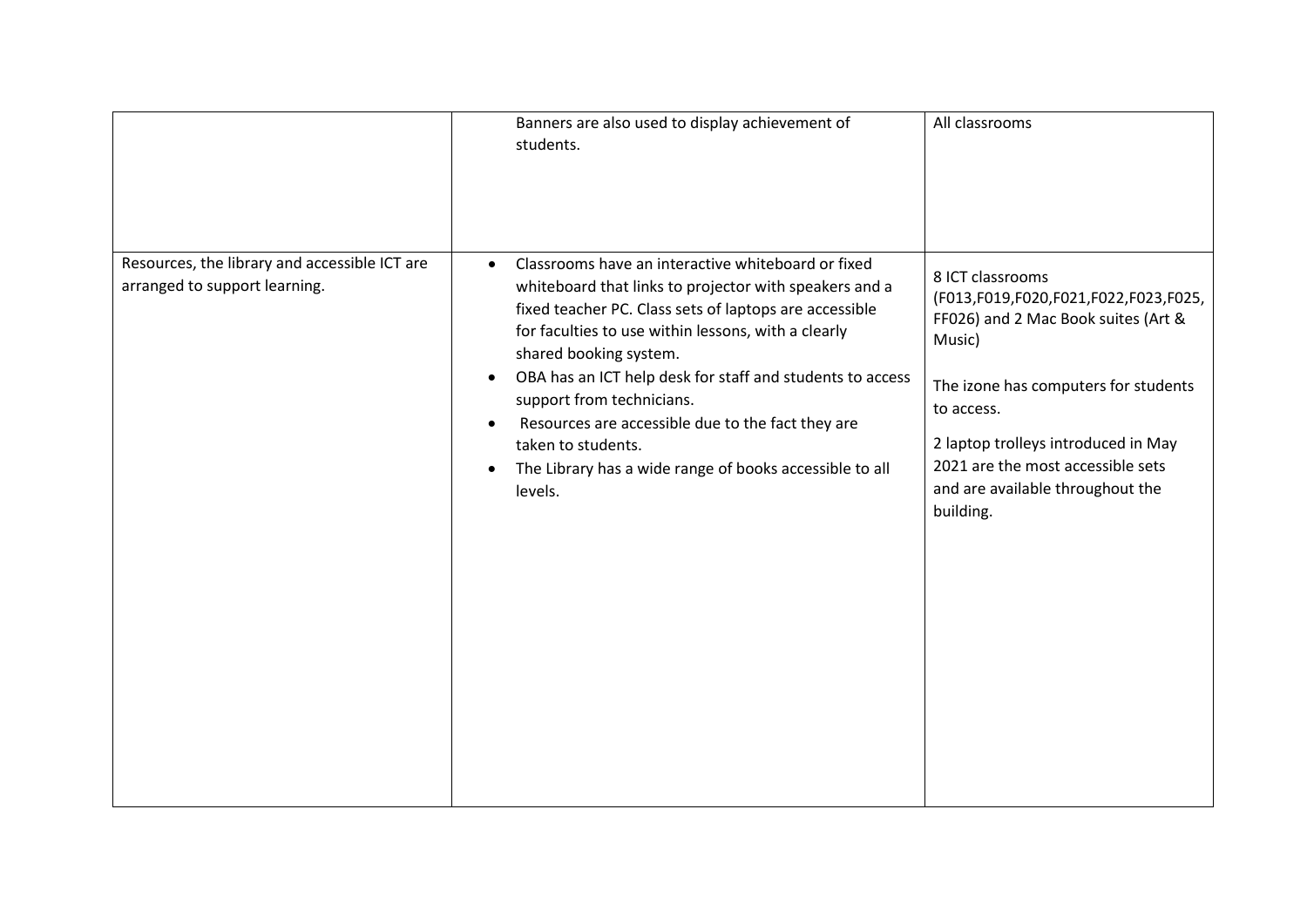| | | |
|---|---|---|
| | Banners are also used to display achievement of students. | All classrooms |
| Resources, the library and accessible ICT are arranged to support learning. | • Classrooms have an interactive whiteboard or fixed whiteboard that links to projector with speakers and a fixed teacher PC. Class sets of laptops are accessible for faculties to use within lessons, with a clearly shared booking system.<br>• OBA has an ICT help desk for staff and students to access support from technicians.<br>• Resources are accessible due to the fact they are taken to students.<br>• The Library has a wide range of books accessible to all levels. | 8 ICT classrooms (F013,F019,F020,F021,F022,F023,F025, FF026) and 2 Mac Book suites (Art & Music)<br><br>The izone has computers for students to access.<br><br>2 laptop trolleys introduced in May 2021 are the most accessible sets and are available throughout the building. |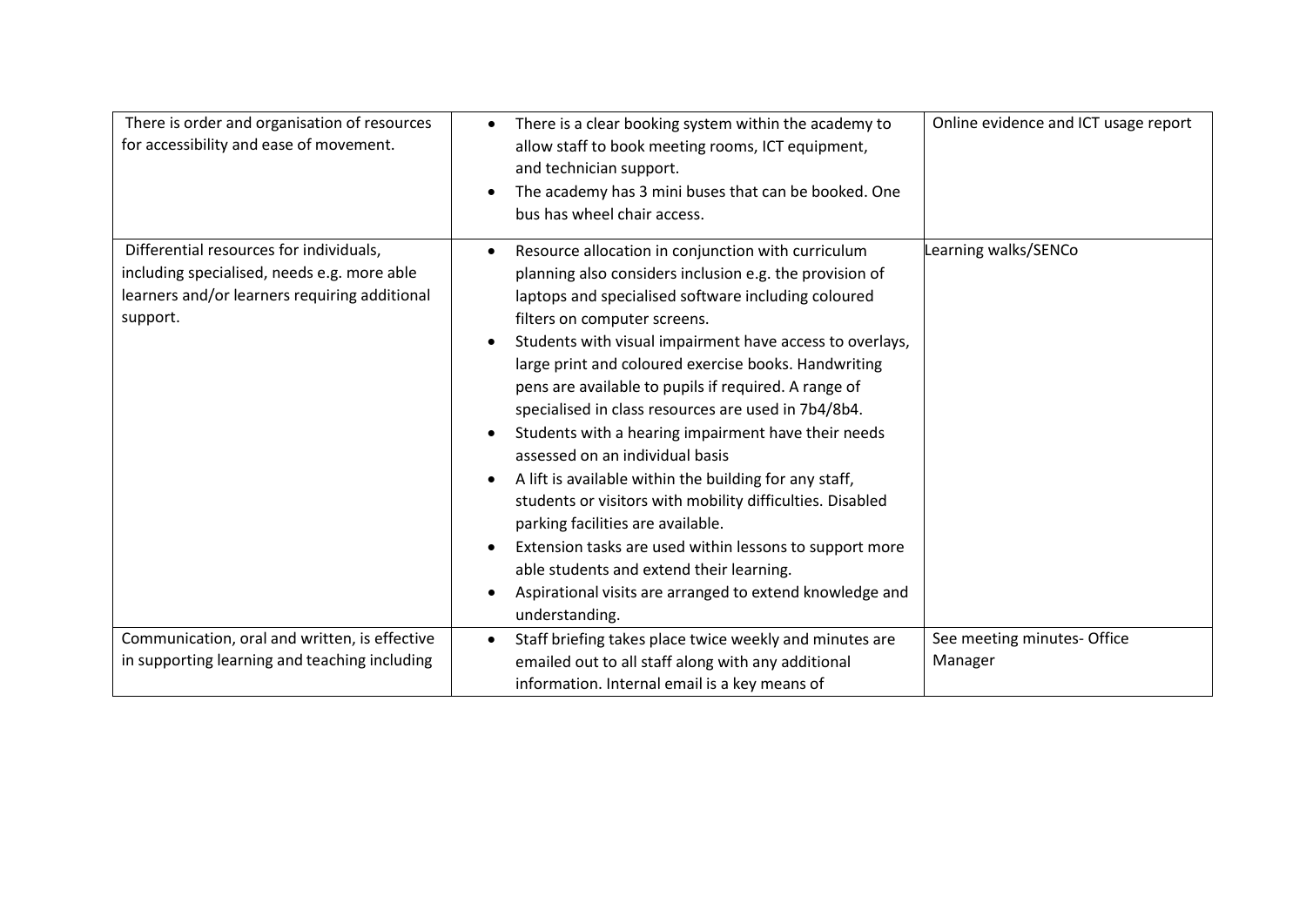| | | |
|---|---|---|
| There is order and organisation of resources for accessibility and ease of movement. | • There is a clear booking system within the academy to allow staff to book meeting rooms, ICT equipment, and technician support.<br>• The academy has 3 mini buses that can be booked. One bus has wheel chair access. | Online evidence and ICT usage report |
| Differential resources for individuals, including specialised, needs e.g. more able learners and/or learners requiring additional support. | • Resource allocation in conjunction with curriculum planning also considers inclusion e.g. the provision of laptops and specialised software including coloured filters on computer screens.<br>• Students with visual impairment have access to overlays, large print and coloured exercise books. Handwriting pens are available to pupils if required. A range of specialised in class resources are used in 7b4/8b4.<br>• Students with a hearing impairment have their needs assessed on an individual basis<br>• A lift is available within the building for any staff, students or visitors with mobility difficulties. Disabled parking facilities are available.<br>• Extension tasks are used within lessons to support more able students and extend their learning.<br>• Aspirational visits are arranged to extend knowledge and understanding. | Learning walks/SENCo |
| Communication, oral and written, is effective in supporting learning and teaching including | • Staff briefing takes place twice weekly and minutes are emailed out to all staff along with any additional information. Internal email is a key means of | See meeting minutes- Office Manager |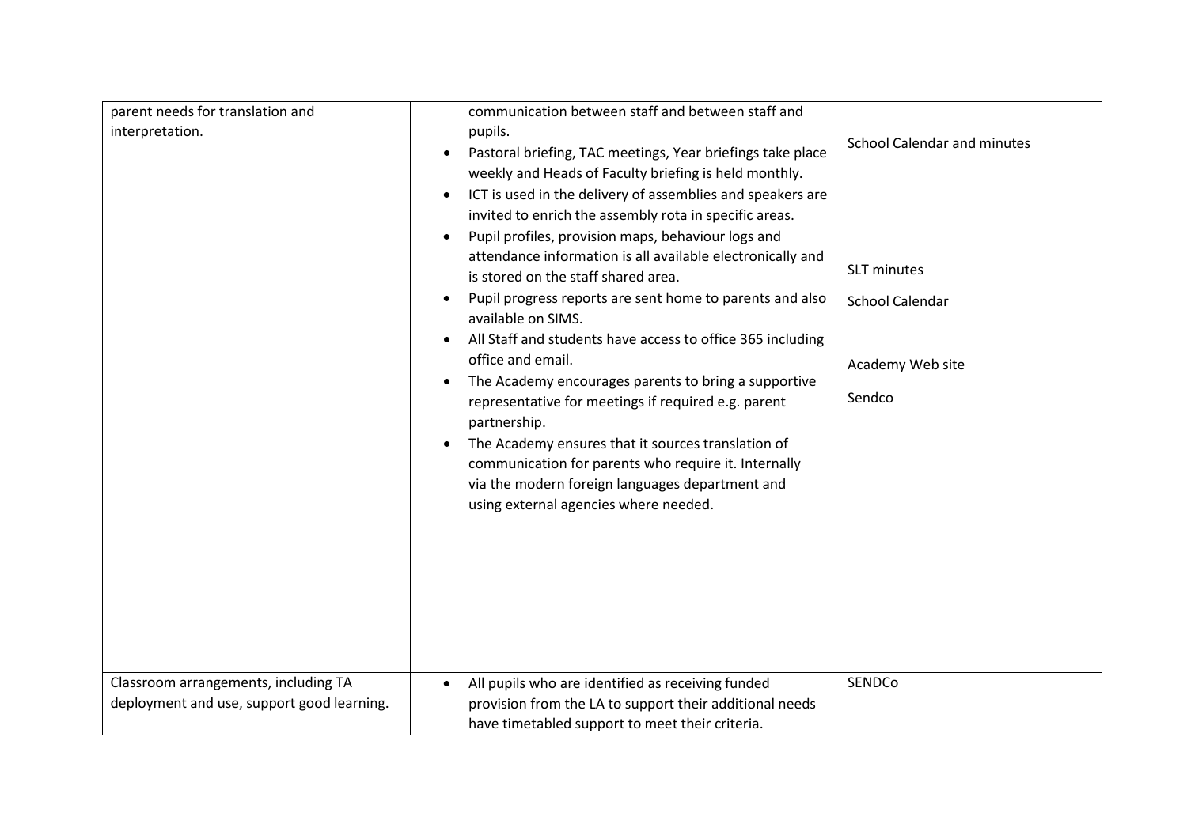| | | |
|---|---|---|
| parent needs for translation and interpretation. | communication between staff and between staff and pupils.<br>• Pastoral briefing, TAC meetings, Year briefings take place weekly and Heads of Faculty briefing is held monthly.<br>• ICT is used in the delivery of assemblies and speakers are invited to enrich the assembly rota in specific areas.<br>• Pupil profiles, provision maps, behaviour logs and attendance information is all available electronically and is stored on the staff shared area.<br>• Pupil progress reports are sent home to parents and also available on SIMS.<br>• All Staff and students have access to office 365 including office and email.<br>• The Academy encourages parents to bring a supportive representative for meetings if required e.g. parent partnership.<br>• The Academy ensures that it sources translation of communication for parents who require it. Internally via the modern foreign languages department and using external agencies where needed. | School Calendar and minutes<br><br>SLT minutes<br><br>School Calendar<br><br>Academy Web site<br><br>Sendco |
| Classroom arrangements, including TA deployment and use, support good learning. | • All pupils who are identified as receiving funded provision from the LA to support their additional needs have timetabled support to meet their criteria. | SENDCo |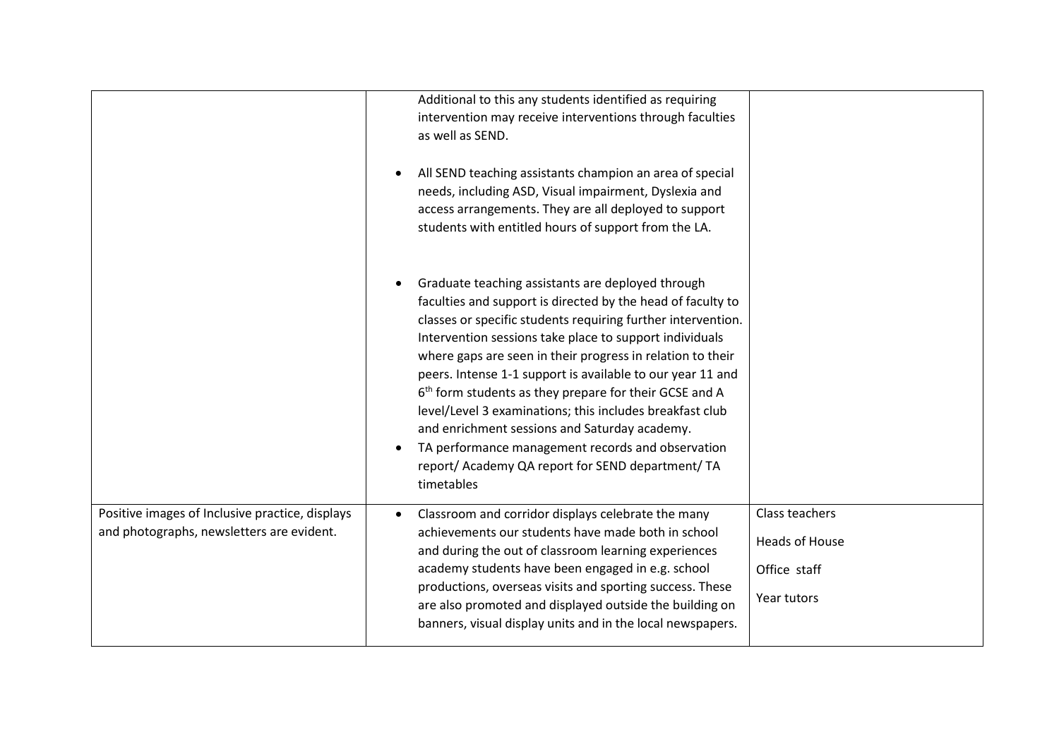| | | |
|---|---|---|
| | Additional to this any students identified as requiring intervention may receive interventions through faculties as well as SEND.<br><br>• All SEND teaching assistants champion an area of special needs, including ASD, Visual impairment, Dyslexia and access arrangements. They are all deployed to support students with entitled hours of support from the LA.<br><br>• Graduate teaching assistants are deployed through faculties and support is directed by the head of faculty to classes or specific students requiring further intervention. Intervention sessions take place to support individuals where gaps are seen in their progress in relation to their peers. Intense 1-1 support is available to our year 11 and 6th form students as they prepare for their GCSE and A level/Level 3 examinations; this includes breakfast club and enrichment sessions and Saturday academy.<br>• TA performance management records and observation report/ Academy QA report for SEND department/ TA timetables | |
| Positive images of Inclusive practice, displays and photographs, newsletters are evident. | • Classroom and corridor displays celebrate the many achievements our students have made both in school and during the out of classroom learning experiences academy students have been engaged in e.g. school productions, overseas visits and sporting success. These are also promoted and displayed outside the building on banners, visual display units and in the local newspapers. | Class teachers<br><br>Heads of House<br><br>Office staff<br><br>Year tutors |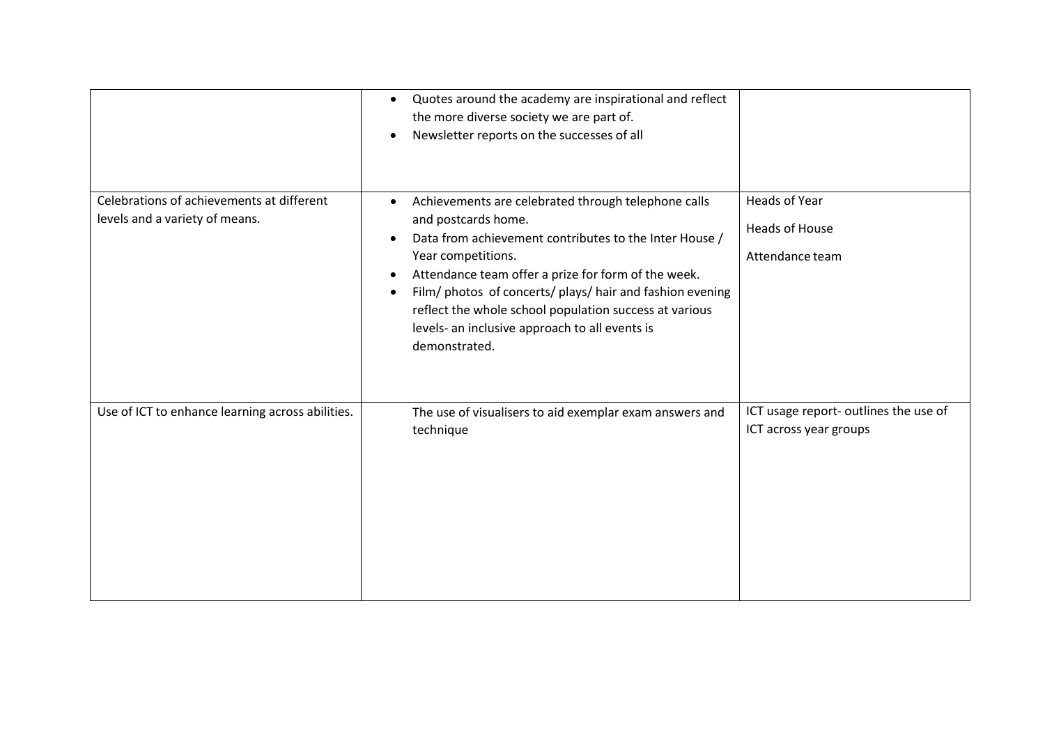| | | |
|---|---|---|
| | • Quotes around the academy are inspirational and reflect the more diverse society we are part of.<br>• Newsletter reports on the successes of all | |
| Celebrations of achievements at different levels and a variety of means. | • Achievements are celebrated through telephone calls and postcards home.<br>• Data from achievement contributes to the Inter House / Year competitions.<br>• Attendance team offer a prize for form of the week.<br>• Film/ photos of concerts/ plays/ hair and fashion evening reflect the whole school population success at various levels- an inclusive approach to all events is demonstrated. | Heads of Year<br><br>Heads of House<br><br>Attendance team |
| Use of ICT to enhance learning across abilities. | The use of visualisers to aid exemplar exam answers and technique | ICT usage report- outlines the use of ICT across year groups |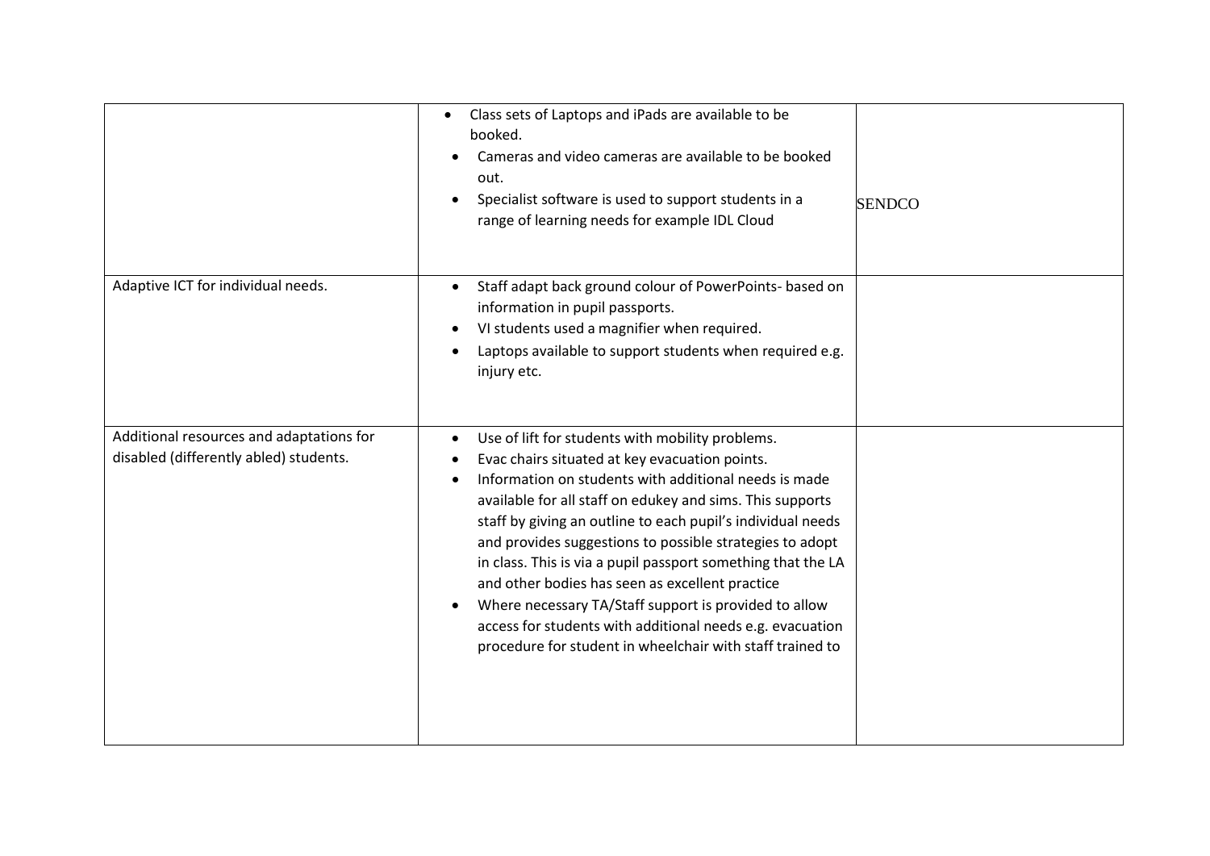| | | |
|---|---|---|
| | • Class sets of Laptops and iPads are available to be booked.<br>• Cameras and video cameras are available to be booked out.<br>• Specialist software is used to support students in a range of learning needs for example IDL Cloud | SENDCO |
| Adaptive ICT for individual needs. | • Staff adapt back ground colour of PowerPoints- based on information in pupil passports.<br>• VI students used a magnifier when required.<br>• Laptops available to support students when required e.g. injury etc. | |
| Additional resources and adaptations for disabled (differently abled) students. | • Use of lift for students with mobility problems.<br>• Evac chairs situated at key evacuation points.<br>• Information on students with additional needs is made available for all staff on edukey and sims. This supports staff by giving an outline to each pupil's individual needs and provides suggestions to possible strategies to adopt in class. This is via a pupil passport something that the LA and other bodies has seen as excellent practice<br>• Where necessary TA/Staff support is provided to allow access for students with additional needs e.g. evacuation procedure for student in wheelchair with staff trained to | |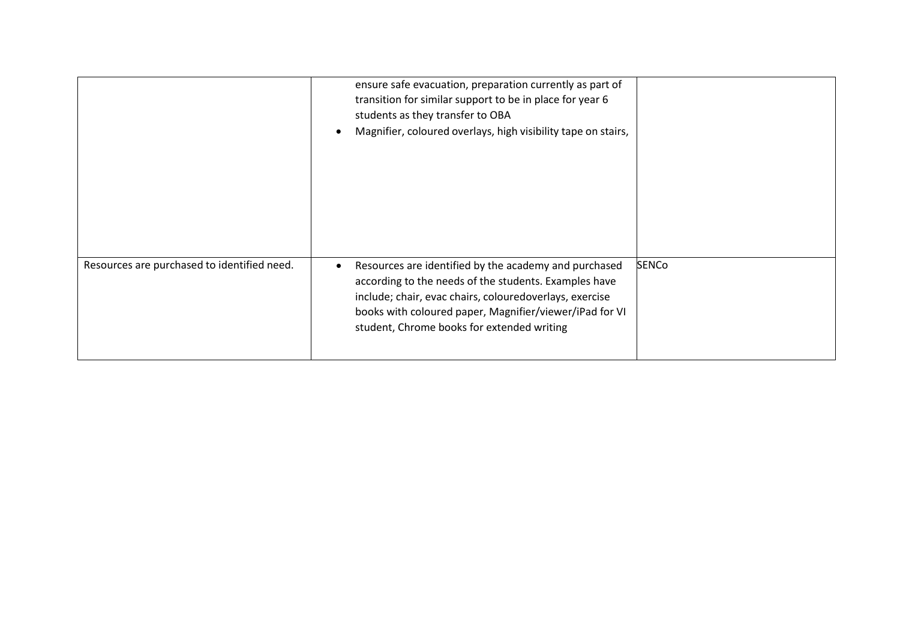| | | |
|---|---|---|
| | ensure safe evacuation, preparation currently as part of transition for similar support to be in place for year 6 students as they transfer to OBA<br>• Magnifier, coloured overlays, high visibility tape on stairs, | |
| Resources are purchased to identified need. | • Resources are identified by the academy and purchased according to the needs of the students. Examples have include; chair, evac chairs, colouredoverlays, exercise books with coloured paper, Magnifier/viewer/iPad for VI student, Chrome books for extended writing | SENCo |